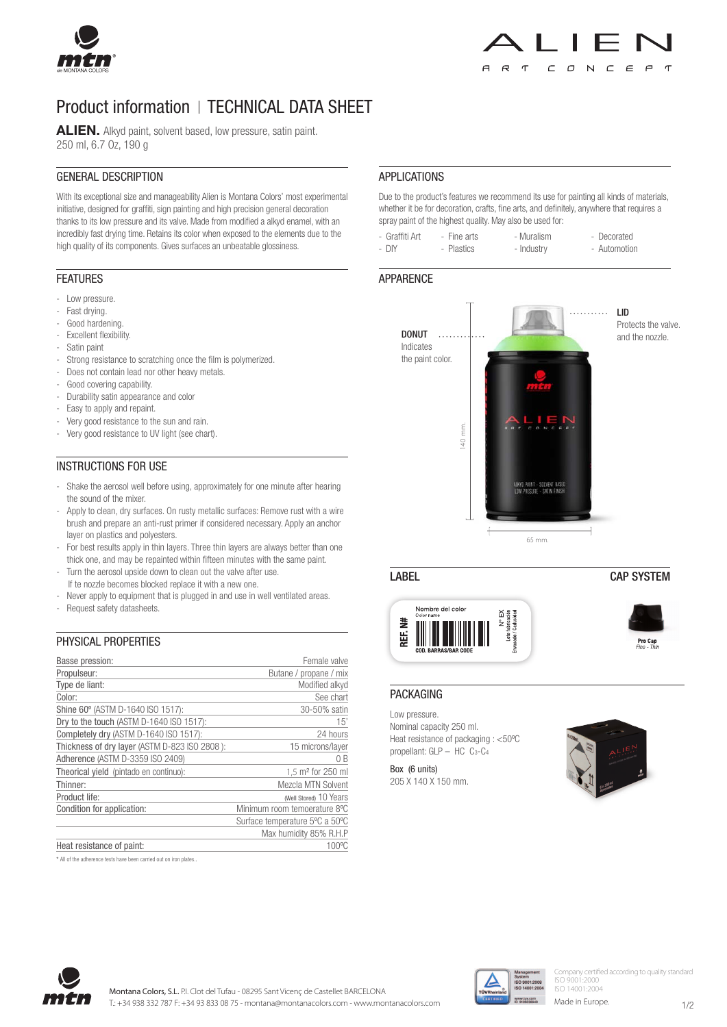# Product information | TECHNICAL DATA SHEET

**ALIEN.** Alkyd paint, solvent based, low pressure, satin paint.
250 ml, 6.7 Oz, 190 g

## GENERAL DESCRIPTION

With its exceptional size and manageability Alien is Montana Colors' most experimental initiative, designed for graffiti, sign painting and high precision general decoration thanks to its low pressure and its valve. Made from modified a alkyd enamel, with an incredibly fast drying time. Retains its color when exposed to the elements due to the high quality of its components. Gives surfaces an unbeatable glossiness.

## FEATURES

- Low pressure.
- Fast drying.
- Good hardening.
- Excellent flexibility.
- Satin paint
- Strong resistance to scratching once the film is polymerized.
- Does not contain lead nor other heavy metals.
- Good covering capability.
- Durability satin appearance and color
- Easy to apply and repaint.
- Very good resistance to the sun and rain.
- Very good resistance to UV light (see chart).

## INSTRUCTIONS FOR USE

- Shake the aerosol well before using, approximately for one minute after hearing the sound of the mixer.
- Apply to clean, dry surfaces. On rusty metallic surfaces: Remove rust with a wire brush and prepare an anti-rust primer if considered necessary. Apply an anchor layer on plastics and polyesters.
- For best results apply in thin layers. Three thin layers are always better than one thick one, and may be repainted within fifteen minutes with the same paint.
- Turn the aerosol upside down to clean out the valve after use. If te nozzle becomes blocked replace it with a new one.
- Never apply to equipment that is plugged in and use in well ventilated areas.
- Request safety datasheets.

## PHYSICAL PROPERTIES

| | |
|---|---|
| Basse pression: | Female valve |
| Propulseur: | Butane / propane / mix |
| Type de liant: | Modified alkyd |
| Color: | See chart |
| Shine 60º (ASTM D-1640 ISO 1517): | 30-50% satin |
| Dry to the touch (ASTM D-1640 ISO 1517): | 15' |
| Completely dry (ASTM D-1640 ISO 1517): | 24 hours |
| Thickness of dry layer (ASTM D-823 ISO 2808 ): | 15 microns/layer |
| Adherence (ASTM D-3359 ISO 2409) | 0 B |
| Theorical yield (pintado en continuo): | 1,5 m² for 250 ml |
| Thinner: | Mezcla MTN Solvent |
| Product life: | (Well Stored) 10 Years |
| Condition for application: | Minimum room temeorature 8ºC |
| | Surface temperature 5ºC a 50ºC |
| | Max humidity 85% R.H.P |
| Heat resistance of paint: | 100ºC |

\* All of the adherence tests have been carried out on iron plates..

## APPLICATIONS

Due to the product's features we recommend its use for painting all kinds of materials, whether it be for decoration, crafts, fine arts, and definitely, anywhere that requires a spray paint of the highest quality. May also be used for:

- Graffiti Art
- DIY
- Fine arts
- Plastics
- Muralism
- Industry
- Decorated
- Automotion

## APPARENCE

**DONUT** Indicates the paint color.

**LID** Protects the valve. and the nozzle.

140 mm.

65 mm.

ALKYD PAINT - SOLVENT BASED
LOW PRESSURE - SATIN FINISH

## LABEL

REF. Nº#
Nombre del color
Color name
COD. BARRAS/BAR CODE
Nº EX
Lote fabricación
Envasado / Caducidad

## CAP SYSTEM

Pro Cap
*Fino - Thin*

## PACKAGING

Low pressure.
Nominal capacity 250 ml.
Heat resistance of packaging : <50ºC
propellant: GLP – HC $C_3$-$C_4$

Box (6 units)
205 X 140 X 150 mm.

Montana Colors, S.L. P.I. Clot del Tufau - 08295 Sant Vicenç de Castellet BARCELONA
T.: +34 938 332 787 F: +34 93 833 08 75 - montana@montanacolors.com - www.montanacolors.com

Company certified according to quality standard
ISO 9001:2000
ISO 14001:2004

Made in Europe.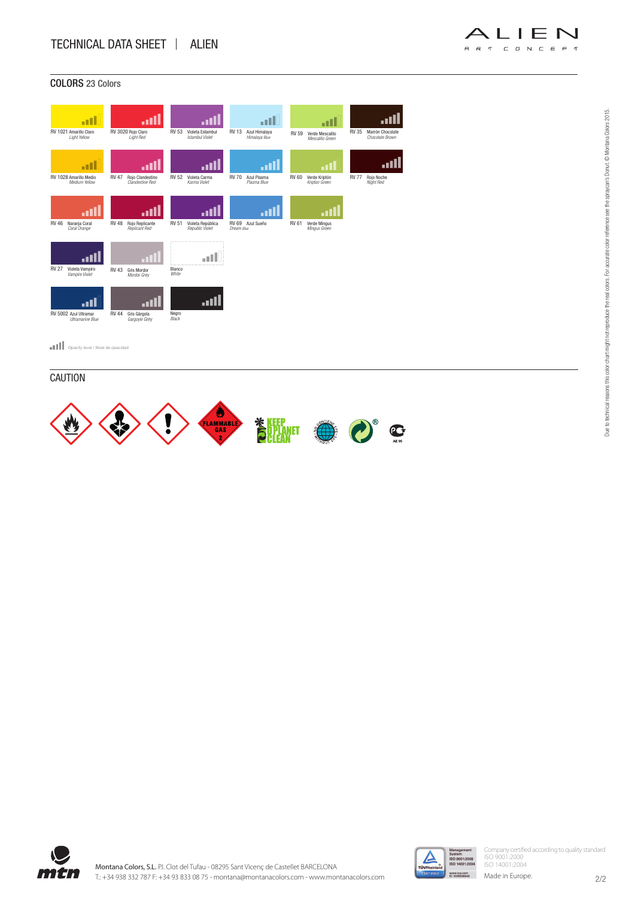## COLORS 23 Colors

RV 1021 Amarillo Claro *Light Yellow*
RV 3020 Rojo Claro *Light Red*
RV 53 Violeta Estambul *Istambul Violet*
RV 13 Azul Himalaya *Himalaya Blue*
RV 59 Verde Mescalito *Mescalito Green*
RV 35 Marrón Chocolate *Chocolate Brown*

RV 1028 Amarillo Medio *Medium Yellow*
RV 47 Rojo Clandestino *Clandestine Red*
RV 52 Violeta Carma *Karma Violet*
RV 70 Azul Plasma *Plasma Blue*
RV 60 Verde Kriptón *Kripton Green*
RV 77 Rojo Noche *Night Red*

RV 46 Naranja Coral *Coral Orange*
RV 48 Rojo Replicante *Replicant Red*
RV 51 Violeta República *Republic Violet*
RV 69 Azul Sueño *Dream Blue*
RV 61 Verde Mingus *Mingus Green*

RV 27 Violeta Vampiro *Vampire Violet*
RV 43 Gris Mordor *Mordor Grey*
Blanco *White*

RV 5002 Azul Ultramar *Ultramarine Blue*
RV 44 Gris Gárgola *Gargoyle Grey*
Negro *Black*

Opacity level / Nivel de opacidad

Due to technical reasons this color chart might not reproduce the real colors. For accurate color reference see the spraycan's Donut. © Montana Colors 2015.

## CAUTION

FLAMMABLE GAS 2

KEEP PLANET CLEAN

NO CONTIENE CFC · WITHOUT CFC

AE 95

Montana Colors, S.L. P.I. Clot del Tufau - 08295 Sant Vicenç de Castellet BARCELONA
T.: +34 938 332 787 F.: +34 93 833 08 75 - montana@montanacolors.com - www.montanacolors.com

Management System ISO 9001:2008 ISO 14001:2004
TÜVRheinland CERTIFIED
www.tuv.com ID 9105029840

Company certified according to quality standard ISO 9001:2000 ISO 14001:2004

Made in Europe.